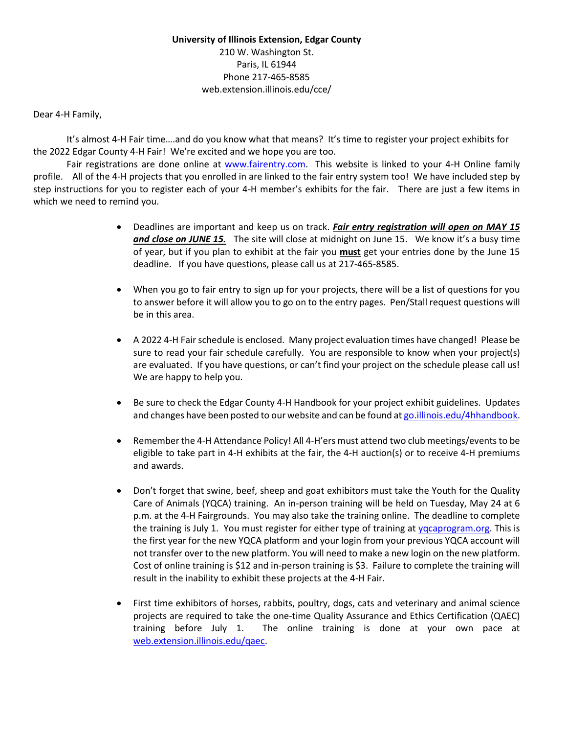**University of Illinois Extension, Edgar County**
210 W. Washington St.
Paris, IL 61944
Phone 217-465-8585
web.extension.illinois.edu/cce/

Dear 4-H Family,

It's almost 4-H Fair time….and do you know what that means? It's time to register your project exhibits for the 2022 Edgar County 4-H Fair! We're excited and we hope you are too.

Fair registrations are done online at [www.fairentry.com](http://www.fairentry.com). This website is linked to your 4-H Online family profile. All of the 4-H projects that you enrolled in are linked to the fair entry system too! We have included step by step instructions for you to register each of your 4-H member's exhibits for the fair. There are just a few items in which we need to remind you.

- Deadlines are important and keep us on track. ***Fair entry registration will open on MAY 15 and close on JUNE 15.*** The site will close at midnight on June 15. We know it's a busy time of year, but if you plan to exhibit at the fair you **must** get your entries done by the June 15 deadline. If you have questions, please call us at 217-465-8585.

- When you go to fair entry to sign up for your projects, there will be a list of questions for you to answer before it will allow you to go on to the entry pages. Pen/Stall request questions will be in this area.

- A 2022 4-H Fair schedule is enclosed. Many project evaluation times have changed! Please be sure to read your fair schedule carefully. You are responsible to know when your project(s) are evaluated. If you have questions, or can't find your project on the schedule please call us! We are happy to help you.

- Be sure to check the Edgar County 4-H Handbook for your project exhibit guidelines. Updates and changes have been posted to our website and can be found at [go.illinois.edu/4hhandbook](http://go.illinois.edu/4hhandbook).

- Remember the 4-H Attendance Policy! All 4-H'ers must attend two club meetings/events to be eligible to take part in 4-H exhibits at the fair, the 4-H auction(s) or to receive 4-H premiums and awards.

- Don't forget that swine, beef, sheep and goat exhibitors must take the Youth for the Quality Care of Animals (YQCA) training. An in-person training will be held on Tuesday, May 24 at 6 p.m. at the 4-H Fairgrounds. You may also take the training online. The deadline to complete the training is July 1. You must register for either type of training at [yqcaprogram.org](http://yqcaprogram.org). This is the first year for the new YQCA platform and your login from your previous YQCA account will not transfer over to the new platform. You will need to make a new login on the new platform. Cost of online training is $12 and in-person training is $3. Failure to complete the training will result in the inability to exhibit these projects at the 4-H Fair.

- First time exhibitors of horses, rabbits, poultry, dogs, cats and veterinary and animal science projects are required to take the one-time Quality Assurance and Ethics Certification (QAEC) training before July 1. The online training is done at your own pace at [web.extension.illinois.edu/qaec](http://web.extension.illinois.edu/qaec).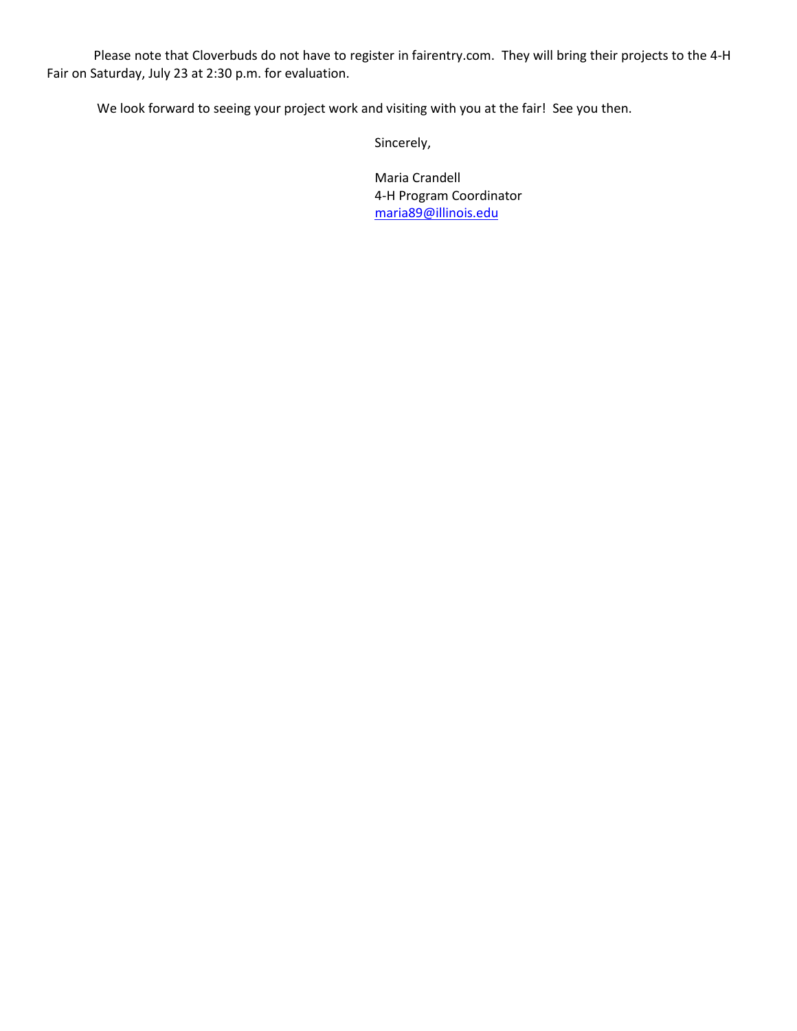Please note that Cloverbuds do not have to register in fairentry.com. They will bring their projects to the 4-H Fair on Saturday, July 23 at 2:30 p.m. for evaluation.

We look forward to seeing your project work and visiting with you at the fair! See you then.

Sincerely,

Maria Crandell
4-H Program Coordinator
maria89@illinois.edu